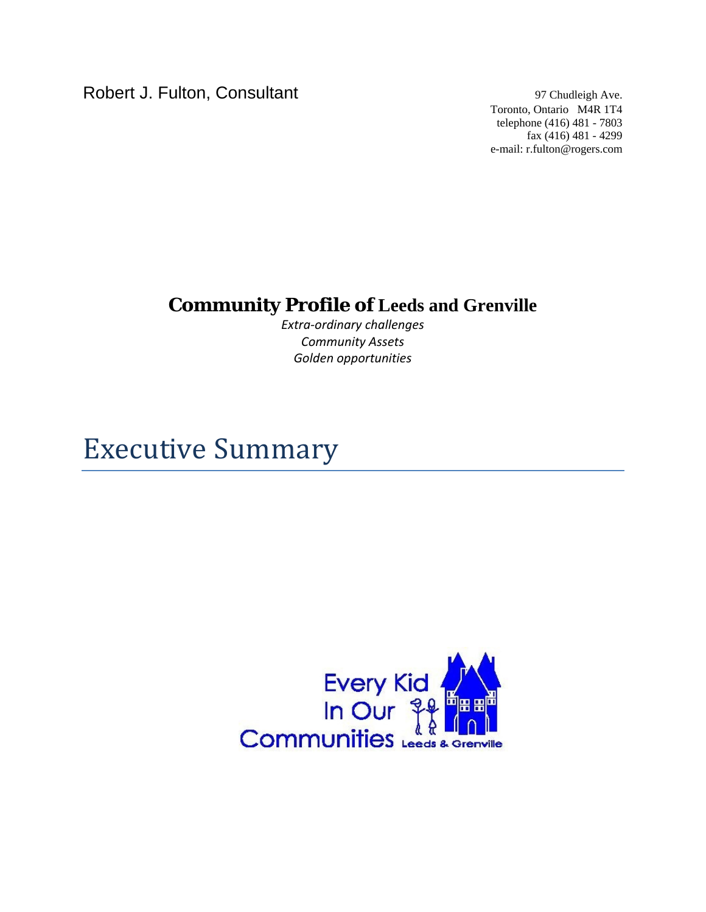Robert J. Fulton, Consultant

97 Chudleigh Ave.
Toronto, Ontario M4R 1T4
telephone (416) 481 - 7803
fax (416) 481 - 4299
e-mail: r.fulton@rogers.com

# Community Profile of Leeds and Grenville

*Extra-ordinary challenges*
*Community Assets*
*Golden opportunities*

# Executive Summary

Every Kid In Our Communities Leeds & Grenville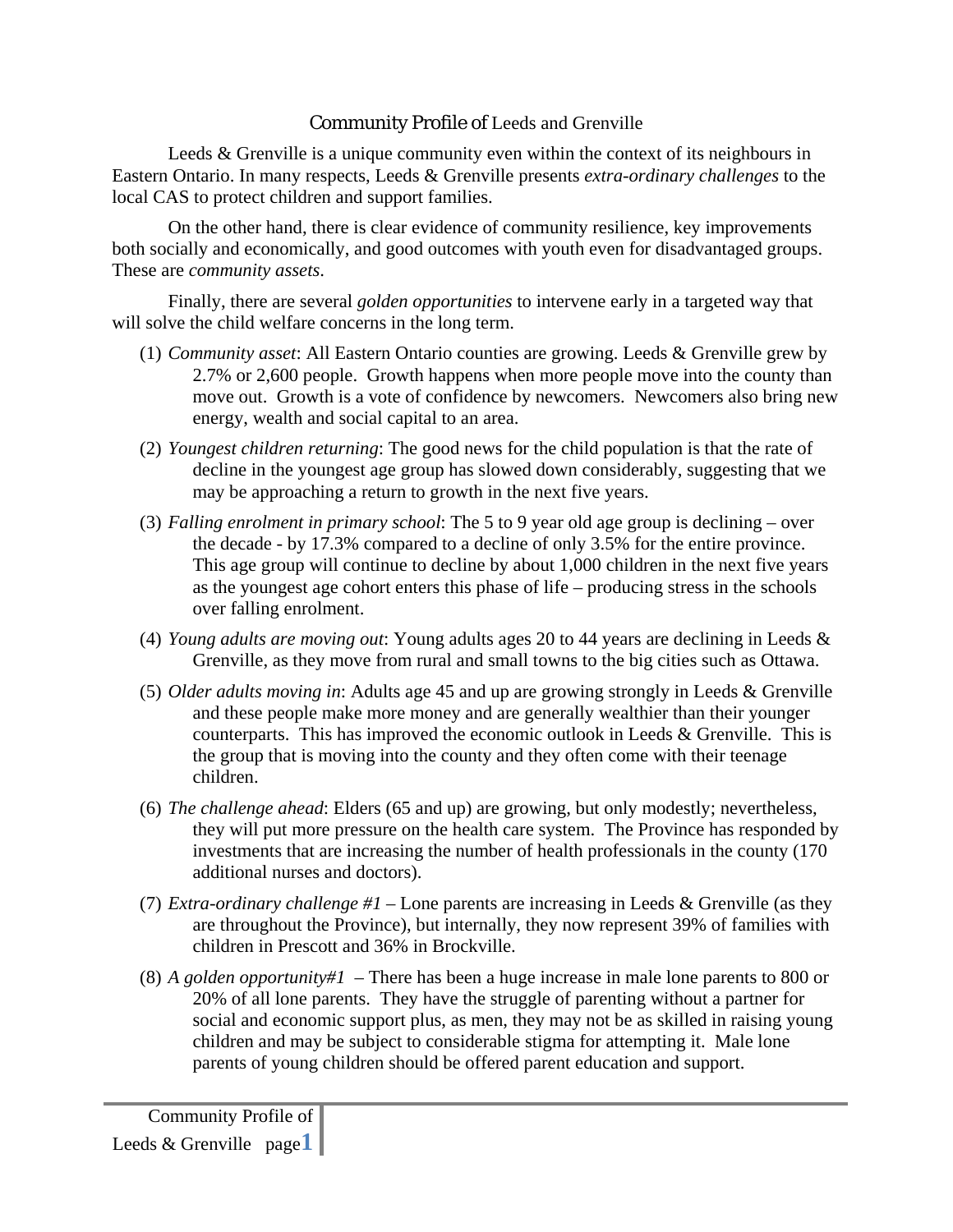# Community Profile of Leeds and Grenville

Leeds & Grenville is a unique community even within the context of its neighbours in Eastern Ontario. In many respects, Leeds & Grenville presents *extra-ordinary challenges* to the local CAS to protect children and support families.

On the other hand, there is clear evidence of community resilience, key improvements both socially and economically, and good outcomes with youth even for disadvantaged groups. These are *community assets*.

Finally, there are several *golden opportunities* to intervene early in a targeted way that will solve the child welfare concerns in the long term.

(1) *Community asset*: All Eastern Ontario counties are growing. Leeds & Grenville grew by 2.7% or 2,600 people. Growth happens when more people move into the county than move out. Growth is a vote of confidence by newcomers. Newcomers also bring new energy, wealth and social capital to an area.

(2) *Youngest children returning*: The good news for the child population is that the rate of decline in the youngest age group has slowed down considerably, suggesting that we may be approaching a return to growth in the next five years.

(3) *Falling enrolment in primary school*: The 5 to 9 year old age group is declining – over the decade - by 17.3% compared to a decline of only 3.5% for the entire province. This age group will continue to decline by about 1,000 children in the next five years as the youngest age cohort enters this phase of life – producing stress in the schools over falling enrolment.

(4) *Young adults are moving out*: Young adults ages 20 to 44 years are declining in Leeds & Grenville, as they move from rural and small towns to the big cities such as Ottawa.

(5) *Older adults moving in*: Adults age 45 and up are growing strongly in Leeds & Grenville and these people make more money and are generally wealthier than their younger counterparts. This has improved the economic outlook in Leeds & Grenville. This is the group that is moving into the county and they often come with their teenage children.

(6) *The challenge ahead*: Elders (65 and up) are growing, but only modestly; nevertheless, they will put more pressure on the health care system. The Province has responded by investments that are increasing the number of health professionals in the county (170 additional nurses and doctors).

(7) *Extra-ordinary challenge #1* – Lone parents are increasing in Leeds & Grenville (as they are throughout the Province), but internally, they now represent 39% of families with children in Prescott and 36% in Brockville.

(8) *A golden opportunity#1* – There has been a huge increase in male lone parents to 800 or 20% of all lone parents. They have the struggle of parenting without a partner for social and economic support plus, as men, they may not be as skilled in raising young children and may be subject to considerable stigma for attempting it. Male lone parents of young children should be offered parent education and support.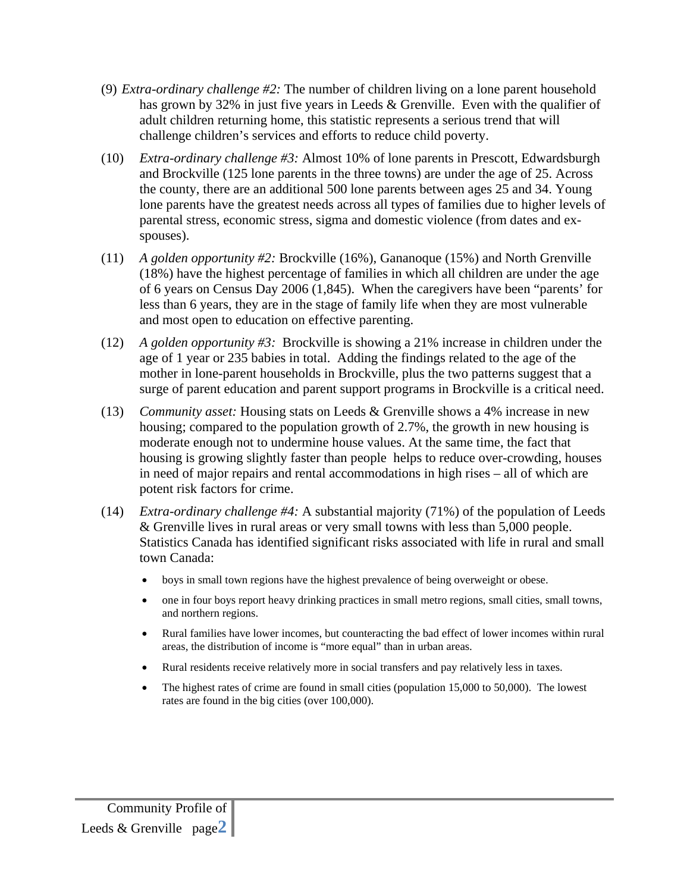(9) *Extra-ordinary challenge #2:* The number of children living on a lone parent household has grown by 32% in just five years in Leeds & Grenville. Even with the qualifier of adult children returning home, this statistic represents a serious trend that will challenge children's services and efforts to reduce child poverty.

(10) *Extra-ordinary challenge #3:* Almost 10% of lone parents in Prescott, Edwardsburgh and Brockville (125 lone parents in the three towns) are under the age of 25. Across the county, there are an additional 500 lone parents between ages 25 and 34. Young lone parents have the greatest needs across all types of families due to higher levels of parental stress, economic stress, sigma and domestic violence (from dates and ex-spouses).

(11) *A golden opportunity #2:* Brockville (16%), Gananoque (15%) and North Grenville (18%) have the highest percentage of families in which all children are under the age of 6 years on Census Day 2006 (1,845). When the caregivers have been "parents' for less than 6 years, they are in the stage of family life when they are most vulnerable and most open to education on effective parenting.

(12) *A golden opportunity #3:* Brockville is showing a 21% increase in children under the age of 1 year or 235 babies in total. Adding the findings related to the age of the mother in lone-parent households in Brockville, plus the two patterns suggest that a surge of parent education and parent support programs in Brockville is a critical need.

(13) *Community asset:* Housing stats on Leeds & Grenville shows a 4% increase in new housing; compared to the population growth of 2.7%, the growth in new housing is moderate enough not to undermine house values. At the same time, the fact that housing is growing slightly faster than people helps to reduce over-crowding, houses in need of major repairs and rental accommodations in high rises – all of which are potent risk factors for crime.

(14) *Extra-ordinary challenge #4:* A substantial majority (71%) of the population of Leeds & Grenville lives in rural areas or very small towns with less than 5,000 people. Statistics Canada has identified significant risks associated with life in rural and small town Canada:

- boys in small town regions have the highest prevalence of being overweight or obese.
- one in four boys report heavy drinking practices in small metro regions, small cities, small towns, and northern regions.
- Rural families have lower incomes, but counteracting the bad effect of lower incomes within rural areas, the distribution of income is "more equal" than in urban areas.
- Rural residents receive relatively more in social transfers and pay relatively less in taxes.
- The highest rates of crime are found in small cities (population 15,000 to 50,000). The lowest rates are found in the big cities (over 100,000).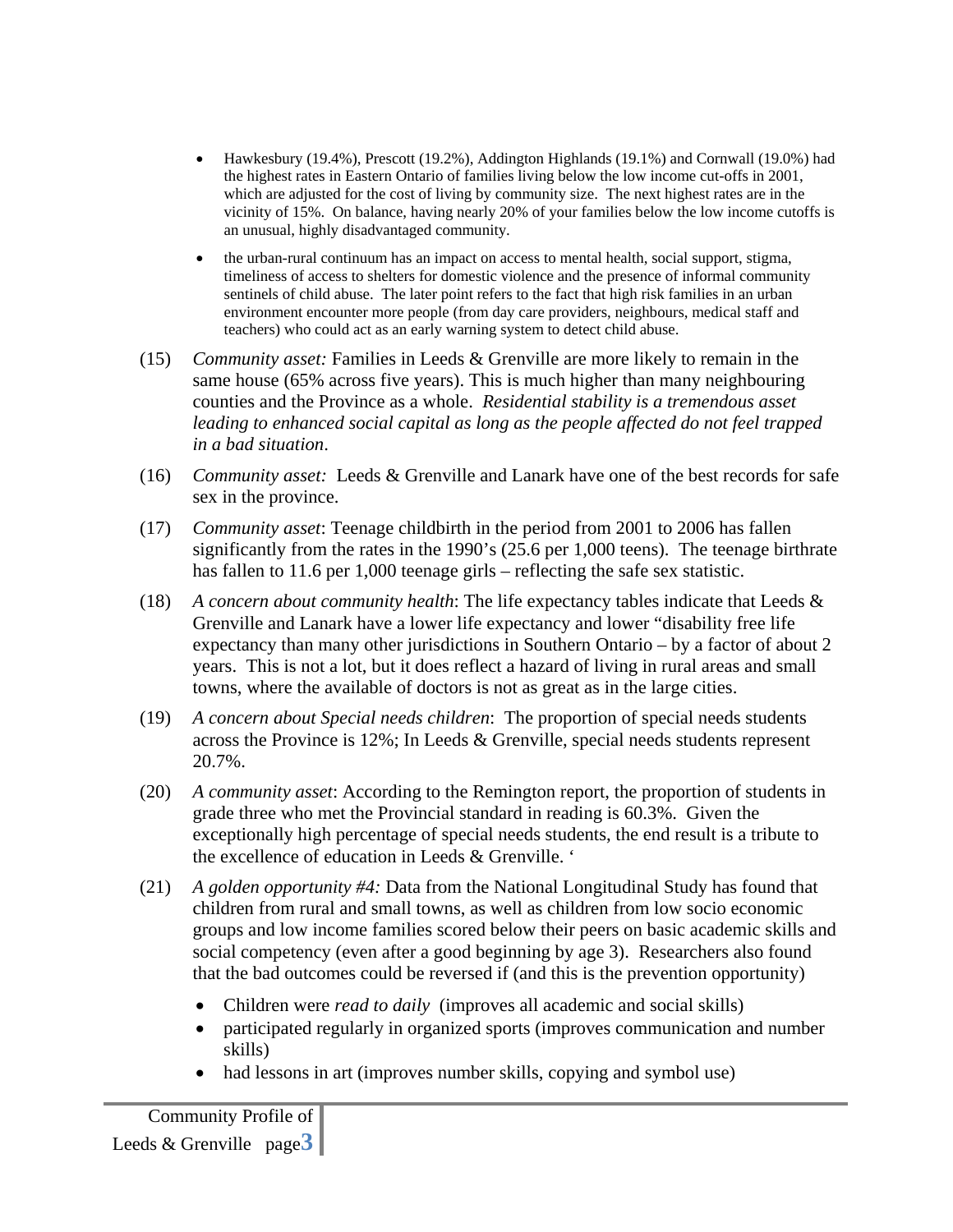- Hawkesbury (19.4%), Prescott (19.2%), Addington Highlands (19.1%) and Cornwall (19.0%) had the highest rates in Eastern Ontario of families living below the low income cut-offs in 2001, which are adjusted for the cost of living by community size. The next highest rates are in the vicinity of 15%. On balance, having nearly 20% of your families below the low income cutoffs is an unusual, highly disadvantaged community.

- the urban-rural continuum has an impact on access to mental health, social support, stigma, timeliness of access to shelters for domestic violence and the presence of informal community sentinels of child abuse. The later point refers to the fact that high risk families in an urban environment encounter more people (from day care providers, neighbours, medical staff and teachers) who could act as an early warning system to detect child abuse.

(15) *Community asset:* Families in Leeds & Grenville are more likely to remain in the same house (65% across five years). This is much higher than many neighbouring counties and the Province as a whole. *Residential stability is a tremendous asset leading to enhanced social capital as long as the people affected do not feel trapped in a bad situation*.

(16) *Community asset:* Leeds & Grenville and Lanark have one of the best records for safe sex in the province.

(17) *Community asset*: Teenage childbirth in the period from 2001 to 2006 has fallen significantly from the rates in the 1990's (25.6 per 1,000 teens). The teenage birthrate has fallen to 11.6 per 1,000 teenage girls – reflecting the safe sex statistic.

(18) *A concern about community health*: The life expectancy tables indicate that Leeds & Grenville and Lanark have a lower life expectancy and lower "disability free life expectancy than many other jurisdictions in Southern Ontario – by a factor of about 2 years. This is not a lot, but it does reflect a hazard of living in rural areas and small towns, where the available of doctors is not as great as in the large cities.

(19) *A concern about Special needs children*: The proportion of special needs students across the Province is 12%; In Leeds & Grenville, special needs students represent 20.7%.

(20) *A community asset*: According to the Remington report, the proportion of students in grade three who met the Provincial standard in reading is 60.3%. Given the exceptionally high percentage of special needs students, the end result is a tribute to the excellence of education in Leeds & Grenville. '

(21) *A golden opportunity #4:* Data from the National Longitudinal Study has found that children from rural and small towns, as well as children from low socio economic groups and low income families scored below their peers on basic academic skills and social competency (even after a good beginning by age 3). Researchers also found that the bad outcomes could be reversed if (and this is the prevention opportunity)

- Children were *read to daily* (improves all academic and social skills)
- participated regularly in organized sports (improves communication and number skills)
- had lessons in art (improves number skills, copying and symbol use)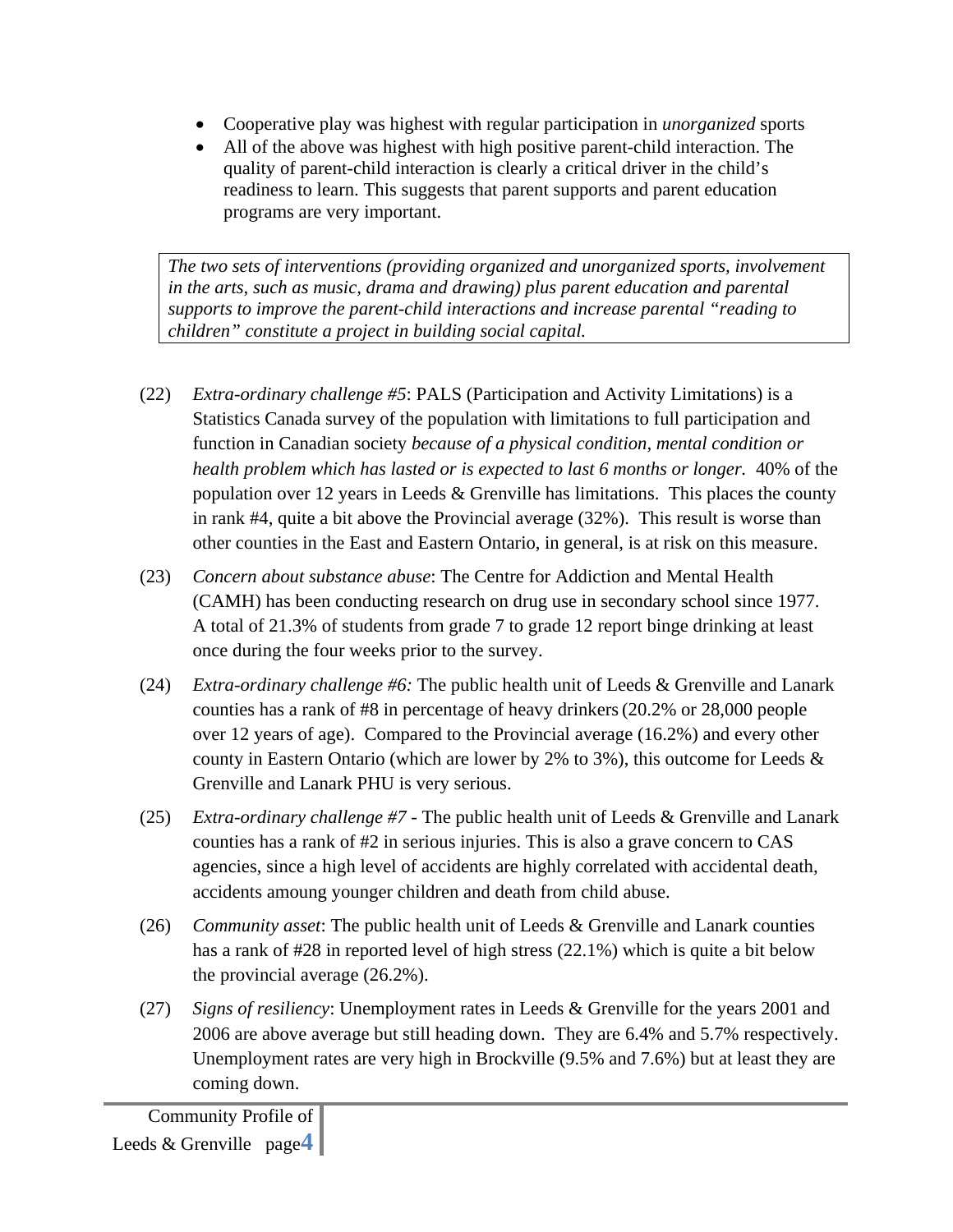- Cooperative play was highest with regular participation in *unorganized* sports
- All of the above was highest with high positive parent-child interaction. The quality of parent-child interaction is clearly a critical driver in the child's readiness to learn. This suggests that parent supports and parent education programs are very important.

> *The two sets of interventions (providing organized and unorganized sports, involvement in the arts, such as music, drama and drawing) plus parent education and parental supports to improve the parent-child interactions and increase parental "reading to children" constitute a project in building social capital.*

(22) *Extra-ordinary challenge #5*: PALS (Participation and Activity Limitations) is a Statistics Canada survey of the population with limitations to full participation and function in Canadian society *because of a physical condition, mental condition or health problem which has lasted or is expected to last 6 months or longer.* 40% of the population over 12 years in Leeds & Grenville has limitations. This places the county in rank #4, quite a bit above the Provincial average (32%). This result is worse than other counties in the East and Eastern Ontario, in general, is at risk on this measure.

(23) *Concern about substance abuse*: The Centre for Addiction and Mental Health (CAMH) has been conducting research on drug use in secondary school since 1977. A total of 21.3% of students from grade 7 to grade 12 report binge drinking at least once during the four weeks prior to the survey.

(24) *Extra-ordinary challenge #6:* The public health unit of Leeds & Grenville and Lanark counties has a rank of #8 in percentage of heavy drinkers (20.2% or 28,000 people over 12 years of age). Compared to the Provincial average (16.2%) and every other county in Eastern Ontario (which are lower by 2% to 3%), this outcome for Leeds & Grenville and Lanark PHU is very serious.

(25) *Extra-ordinary challenge #7* - The public health unit of Leeds & Grenville and Lanark counties has a rank of #2 in serious injuries. This is also a grave concern to CAS agencies, since a high level of accidents are highly correlated with accidental death, accidents amoung younger children and death from child abuse.

(26) *Community asset*: The public health unit of Leeds & Grenville and Lanark counties has a rank of #28 in reported level of high stress (22.1%) which is quite a bit below the provincial average (26.2%).

(27) *Signs of resiliency*: Unemployment rates in Leeds & Grenville for the years 2001 and 2006 are above average but still heading down. They are 6.4% and 5.7% respectively. Unemployment rates are very high in Brockville (9.5% and 7.6%) but at least they are coming down.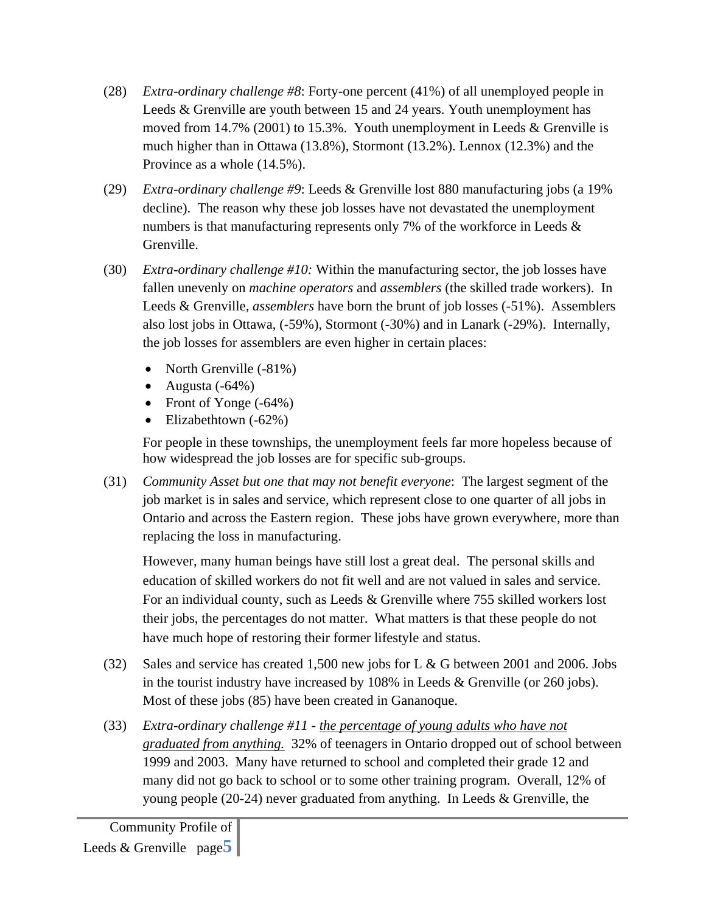(28) *Extra-ordinary challenge #8*: Forty-one percent (41%) of all unemployed people in Leeds & Grenville are youth between 15 and 24 years. Youth unemployment has moved from 14.7% (2001) to 15.3%. Youth unemployment in Leeds & Grenville is much higher than in Ottawa (13.8%), Stormont (13.2%). Lennox (12.3%) and the Province as a whole (14.5%).

(29) *Extra-ordinary challenge #9*: Leeds & Grenville lost 880 manufacturing jobs (a 19% decline). The reason why these job losses have not devastated the unemployment numbers is that manufacturing represents only 7% of the workforce in Leeds & Grenville.

(30) *Extra-ordinary challenge #10:* Within the manufacturing sector, the job losses have fallen unevenly on *machine operators* and *assemblers* (the skilled trade workers). In Leeds & Grenville, *assemblers* have born the brunt of job losses (-51%). Assemblers also lost jobs in Ottawa, (-59%), Stormont (-30%) and in Lanark (-29%). Internally, the job losses for assemblers are even higher in certain places:

- North Grenville (-81%)
- Augusta (-64%)
- Front of Yonge (-64%)
- Elizabethtown (-62%)

For people in these townships, the unemployment feels far more hopeless because of how widespread the job losses are for specific sub-groups.

(31) *Community Asset but one that may not benefit everyone*: The largest segment of the job market is in sales and service, which represent close to one quarter of all jobs in Ontario and across the Eastern region. These jobs have grown everywhere, more than replacing the loss in manufacturing.

However, many human beings have still lost a great deal. The personal skills and education of skilled workers do not fit well and are not valued in sales and service. For an individual county, such as Leeds & Grenville where 755 skilled workers lost their jobs, the percentages do not matter. What matters is that these people do not have much hope of restoring their former lifestyle and status.

(32) Sales and service has created 1,500 new jobs for L & G between 2001 and 2006. Jobs in the tourist industry have increased by 108% in Leeds & Grenville (or 260 jobs). Most of these jobs (85) have been created in Gananoque.

(33) *Extra-ordinary challenge #11 - <u>the percentage of young adults who have not graduated from anything.</u>* 32% of teenagers in Ontario dropped out of school between 1999 and 2003. Many have returned to school and completed their grade 12 and many did not go back to school or to some other training program. Overall, 12% of young people (20-24) never graduated from anything. In Leeds & Grenville, the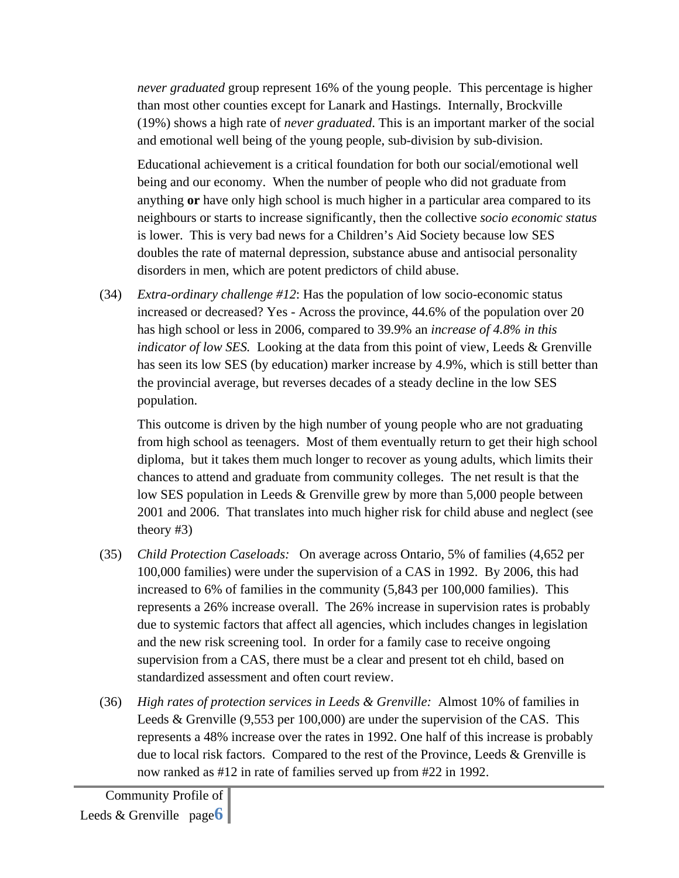*never graduated* group represent 16% of the young people. This percentage is higher than most other counties except for Lanark and Hastings. Internally, Brockville (19%) shows a high rate of *never graduated*. This is an important marker of the social and emotional well being of the young people, sub-division by sub-division.

Educational achievement is a critical foundation for both our social/emotional well being and our economy. When the number of people who did not graduate from anything **or** have only high school is much higher in a particular area compared to its neighbours or starts to increase significantly, then the collective *socio economic status* is lower. This is very bad news for a Children's Aid Society because low SES doubles the rate of maternal depression, substance abuse and antisocial personality disorders in men, which are potent predictors of child abuse.

(34) *Extra-ordinary challenge #12*: Has the population of low socio-economic status increased or decreased? Yes - Across the province, 44.6% of the population over 20 has high school or less in 2006, compared to 39.9% an *increase of 4.8% in this indicator of low SES.* Looking at the data from this point of view, Leeds & Grenville has seen its low SES (by education) marker increase by 4.9%, which is still better than the provincial average, but reverses decades of a steady decline in the low SES population.

This outcome is driven by the high number of young people who are not graduating from high school as teenagers. Most of them eventually return to get their high school diploma, but it takes them much longer to recover as young adults, which limits their chances to attend and graduate from community colleges. The net result is that the low SES population in Leeds & Grenville grew by more than 5,000 people between 2001 and 2006. That translates into much higher risk for child abuse and neglect (see theory #3)

(35) *Child Protection Caseloads:* On average across Ontario, 5% of families (4,652 per 100,000 families) were under the supervision of a CAS in 1992. By 2006, this had increased to 6% of families in the community (5,843 per 100,000 families). This represents a 26% increase overall. The 26% increase in supervision rates is probably due to systemic factors that affect all agencies, which includes changes in legislation and the new risk screening tool. In order for a family case to receive ongoing supervision from a CAS, there must be a clear and present tot eh child, based on standardized assessment and often court review.

(36) *High rates of protection services in Leeds & Grenville:* Almost 10% of families in Leeds & Grenville (9,553 per 100,000) are under the supervision of the CAS. This represents a 48% increase over the rates in 1992. One half of this increase is probably due to local risk factors. Compared to the rest of the Province, Leeds & Grenville is now ranked as #12 in rate of families served up from #22 in 1992.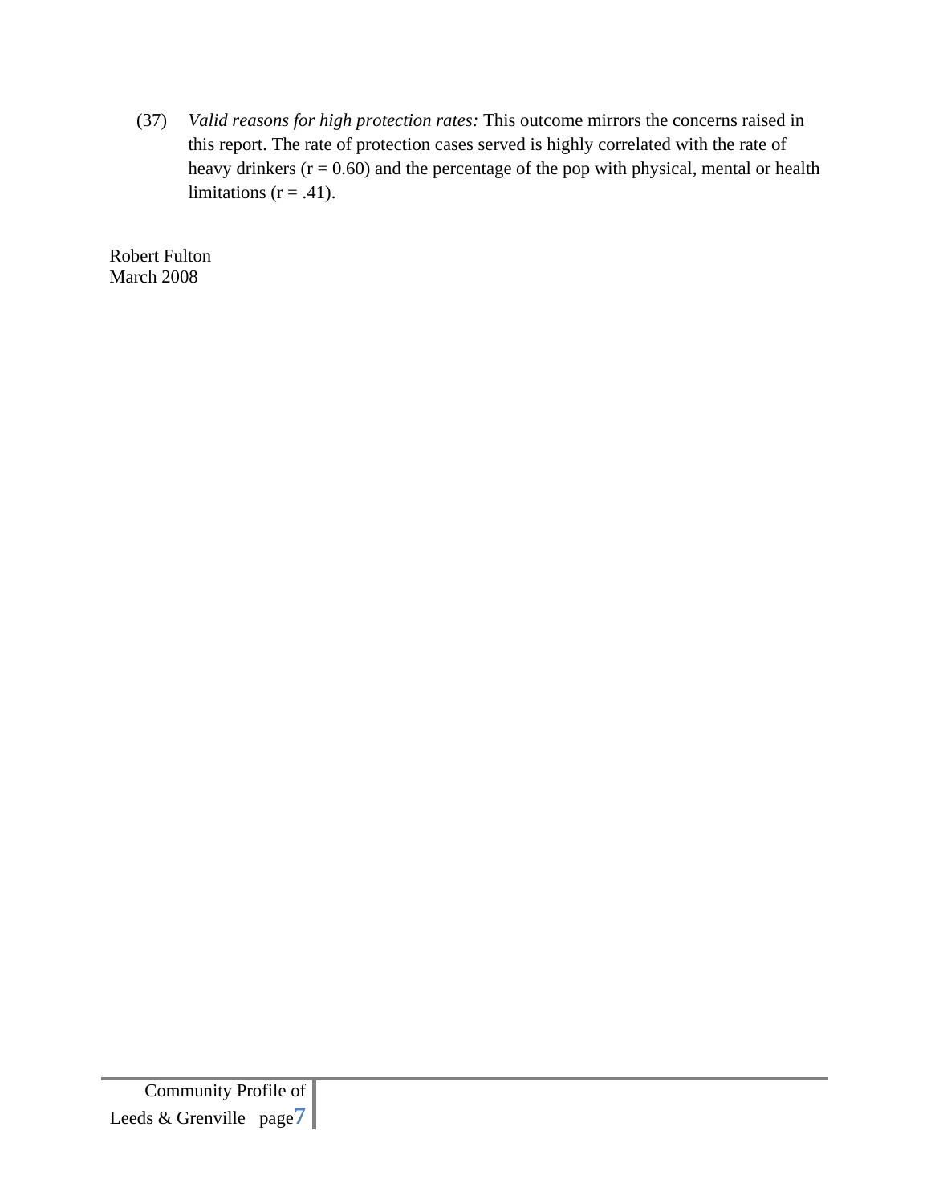(37) *Valid reasons for high protection rates:* This outcome mirrors the concerns raised in this report. The rate of protection cases served is highly correlated with the rate of heavy drinkers ($r = 0.60$) and the percentage of the pop with physical, mental or health limitations ($r = .41$).

Robert Fulton
March 2008